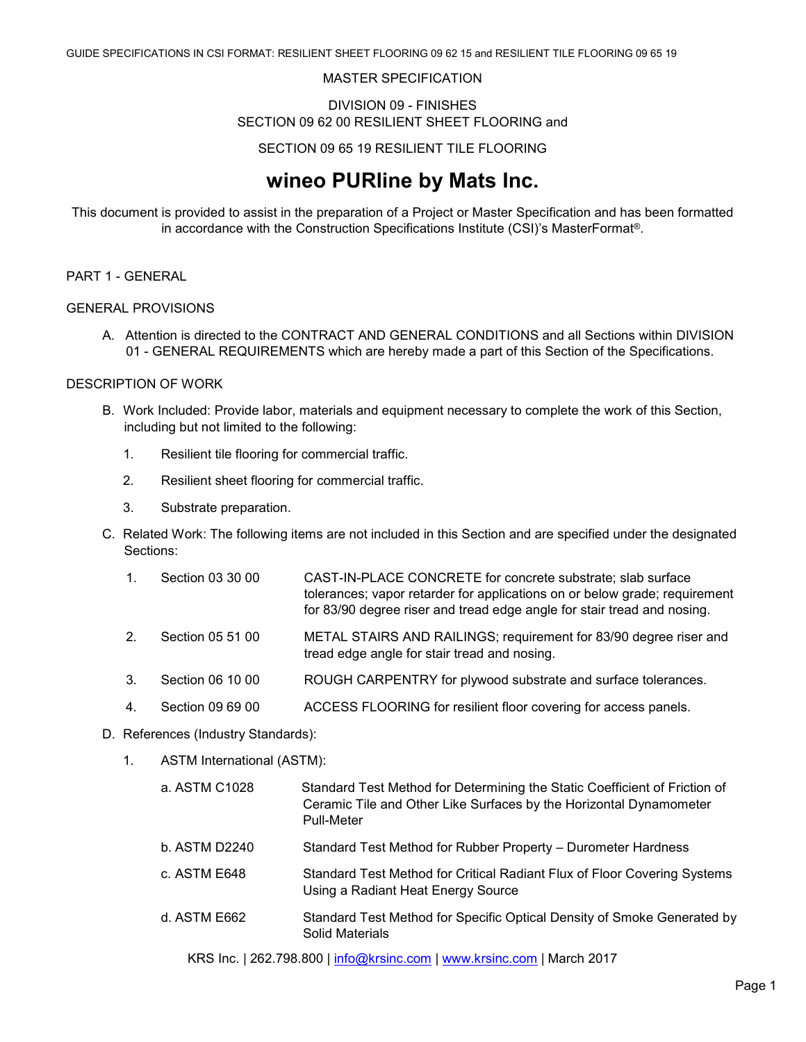MASTER SPECIFICATION

DIVISION 09 - FINISHES
SECTION 09 62 00 RESILIENT SHEET FLOORING and

SECTION 09 65 19 RESILIENT TILE FLOORING

# wineo PURline by Mats Inc.

This document is provided to assist in the preparation of a Project or Master Specification and has been formatted in accordance with the Construction Specifications Institute (CSI)'s MasterFormat®.

## PART 1 - GENERAL

### GENERAL PROVISIONS

A. Attention is directed to the CONTRACT AND GENERAL CONDITIONS and all Sections within DIVISION 01 - GENERAL REQUIREMENTS which are hereby made a part of this Section of the Specifications.

### DESCRIPTION OF WORK

B. Work Included: Provide labor, materials and equipment necessary to complete the work of this Section, including but not limited to the following:

1. Resilient tile flooring for commercial traffic.
2. Resilient sheet flooring for commercial traffic.
3. Substrate preparation.

C. Related Work: The following items are not included in this Section and are specified under the designated Sections:

1. Section 03 30 00 — CAST-IN-PLACE CONCRETE for concrete substrate; slab surface tolerances; vapor retarder for applications on or below grade; requirement for 83/90 degree riser and tread edge angle for stair tread and nosing.
2. Section 05 51 00 — METAL STAIRS AND RAILINGS; requirement for 83/90 degree riser and tread edge angle for stair tread and nosing.
3. Section 06 10 00 — ROUGH CARPENTRY for plywood substrate and surface tolerances.
4. Section 09 69 00 — ACCESS FLOORING for resilient floor covering for access panels.

D. References (Industry Standards):

1. ASTM International (ASTM):
   - a. ASTM C1028 — Standard Test Method for Determining the Static Coefficient of Friction of Ceramic Tile and Other Like Surfaces by the Horizontal Dynamometer Pull-Meter
   - b. ASTM D2240 — Standard Test Method for Rubber Property – Durometer Hardness
   - c. ASTM E648 — Standard Test Method for Critical Radiant Flux of Floor Covering Systems Using a Radiant Heat Energy Source
   - d. ASTM E662 — Standard Test Method for Specific Optical Density of Smoke Generated by Solid Materials

KRS Inc. | 262.798.800 | info@krsinc.com | www.krsinc.com | March 2017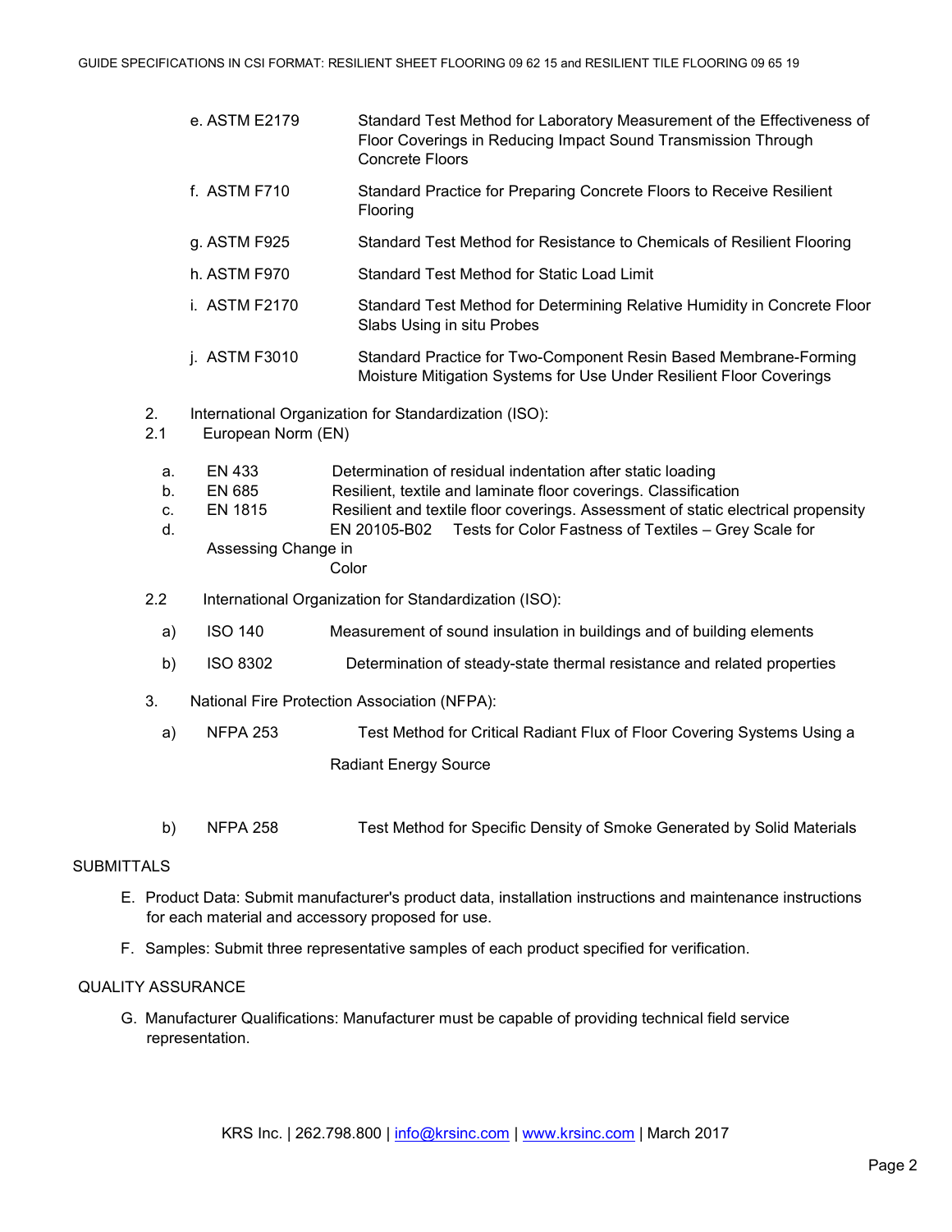e. ASTM E2179 Standard Test Method for Laboratory Measurement of the Effectiveness of Floor Coverings in Reducing Impact Sound Transmission Through Concrete Floors

f. ASTM F710 Standard Practice for Preparing Concrete Floors to Receive Resilient Flooring

g. ASTM F925 Standard Test Method for Resistance to Chemicals of Resilient Flooring

h. ASTM F970 Standard Test Method for Static Load Limit

i. ASTM F2170 Standard Test Method for Determining Relative Humidity in Concrete Floor Slabs Using in situ Probes

j. ASTM F3010 Standard Practice for Two-Component Resin Based Membrane-Forming Moisture Mitigation Systems for Use Under Resilient Floor Coverings

2. International Organization for Standardization (ISO):

2.1 European Norm (EN)

a. EN 433 Determination of residual indentation after static loading
b. EN 685 Resilient, textile and laminate floor coverings. Classification
c. EN 1815 Resilient and textile floor coverings. Assessment of static electrical propensity
d. EN 20105-B02 Tests for Color Fastness of Textiles – Grey Scale for Assessing Change in Color

2.2 International Organization for Standardization (ISO):

a) ISO 140 Measurement of sound insulation in buildings and of building elements

b) ISO 8302 Determination of steady-state thermal resistance and related properties

3. National Fire Protection Association (NFPA):

a) NFPA 253 Test Method for Critical Radiant Flux of Floor Covering Systems Using a Radiant Energy Source

b) NFPA 258 Test Method for Specific Density of Smoke Generated by Solid Materials

SUBMITTALS

E. Product Data: Submit manufacturer's product data, installation instructions and maintenance instructions for each material and accessory proposed for use.

F. Samples: Submit three representative samples of each product specified for verification.

QUALITY ASSURANCE

G. Manufacturer Qualifications: Manufacturer must be capable of providing technical field service representation.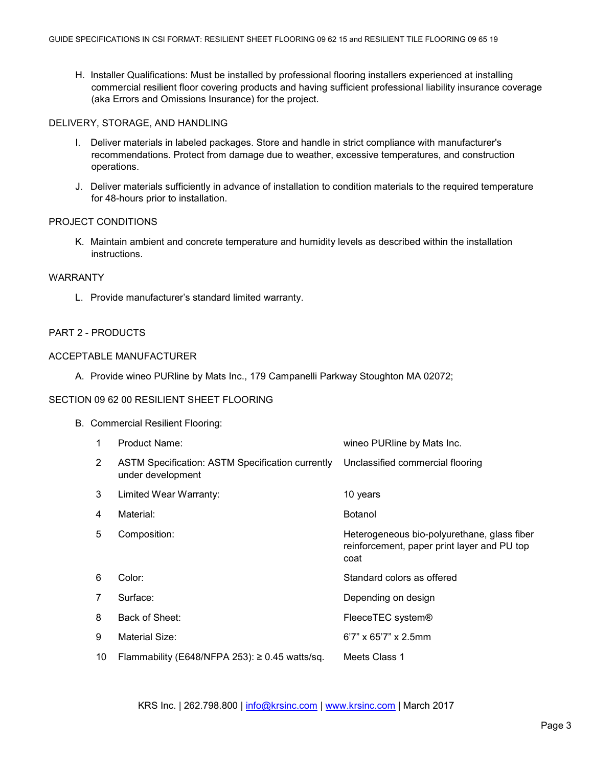H. Installer Qualifications: Must be installed by professional flooring installers experienced at installing commercial resilient floor covering products and having sufficient professional liability insurance coverage (aka Errors and Omissions Insurance) for the project.

DELIVERY, STORAGE, AND HANDLING

I. Deliver materials in labeled packages. Store and handle in strict compliance with manufacturer's recommendations. Protect from damage due to weather, excessive temperatures, and construction operations.

J. Deliver materials sufficiently in advance of installation to condition materials to the required temperature for 48-hours prior to installation.

PROJECT CONDITIONS

K. Maintain ambient and concrete temperature and humidity levels as described within the installation instructions.

WARRANTY

L. Provide manufacturer's standard limited warranty.

PART 2 - PRODUCTS

ACCEPTABLE MANUFACTURER

A. Provide wineo PURline by Mats Inc., 179 Campanelli Parkway Stoughton MA 02072;

SECTION 09 62 00 RESILIENT SHEET FLOORING

B. Commercial Resilient Flooring:

| | | |
|---|---|---|
| 1 | Product Name: | wineo PURline by Mats Inc. |
| 2 | ASTM Specification: ASTM Specification currently under development | Unclassified commercial flooring |
| 3 | Limited Wear Warranty: | 10 years |
| 4 | Material: | Botanol |
| 5 | Composition: | Heterogeneous bio-polyurethane, glass fiber reinforcement, paper print layer and PU top coat |
| 6 | Color: | Standard colors as offered |
| 7 | Surface: | Depending on design |
| 8 | Back of Sheet: | FleeceTEC system® |
| 9 | Material Size: | 6'7" x 65'7" x 2.5mm |
| 10 | Flammability (E648/NFPA 253): ≥ 0.45 watts/sq. | Meets Class 1 |

KRS Inc. | 262.798.800 | info@krsinc.com | www.krsinc.com | March 2017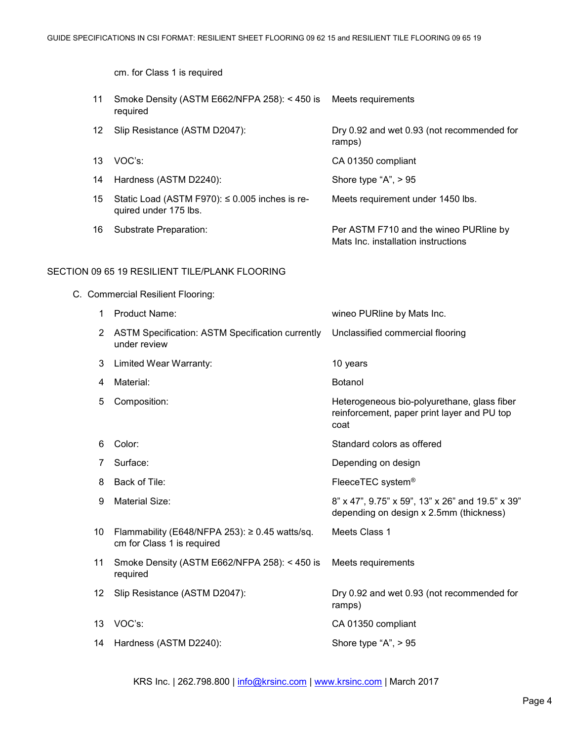cm. for Class 1 is required

| | | |
|---|---|---|
| 11 | Smoke Density (ASTM E662/NFPA 258): < 450 is required | Meets requirements |
| 12 | Slip Resistance (ASTM D2047): | Dry 0.92 and wet 0.93 (not recommended for ramps) |
| 13 | VOC's: | CA 01350 compliant |
| 14 | Hardness (ASTM D2240): | Shore type "A", > 95 |
| 15 | Static Load (ASTM F970): ≤ 0.005 inches is required under 175 lbs. | Meets requirement under 1450 lbs. |
| 16 | Substrate Preparation: | Per ASTM F710 and the wineo PURline by Mats Inc. installation instructions |

## SECTION 09 65 19 RESILIENT TILE/PLANK FLOORING

C. Commercial Resilient Flooring:

| | | |
|---|---|---|
| 1 | Product Name: | wineo PURline by Mats Inc. |
| 2 | ASTM Specification: ASTM Specification currently under review | Unclassified commercial flooring |
| 3 | Limited Wear Warranty: | 10 years |
| 4 | Material: | Botanol |
| 5 | Composition: | Heterogeneous bio-polyurethane, glass fiber reinforcement, paper print layer and PU top coat |
| 6 | Color: | Standard colors as offered |
| 7 | Surface: | Depending on design |
| 8 | Back of Tile: | FleeceTEC system® |
| 9 | Material Size: | 8" x 47", 9.75" x 59", 13" x 26" and 19.5" x 39" depending on design x 2.5mm (thickness) |
| 10 | Flammability (E648/NFPA 253): ≥ 0.45 watts/sq. cm for Class 1 is required | Meets Class 1 |
| 11 | Smoke Density (ASTM E662/NFPA 258): < 450 is required | Meets requirements |
| 12 | Slip Resistance (ASTM D2047): | Dry 0.92 and wet 0.93 (not recommended for ramps) |
| 13 | VOC's: | CA 01350 compliant |
| 14 | Hardness (ASTM D2240): | Shore type "A", > 95 |

KRS Inc. | 262.798.800 | info@krsinc.com | www.krsinc.com | March 2017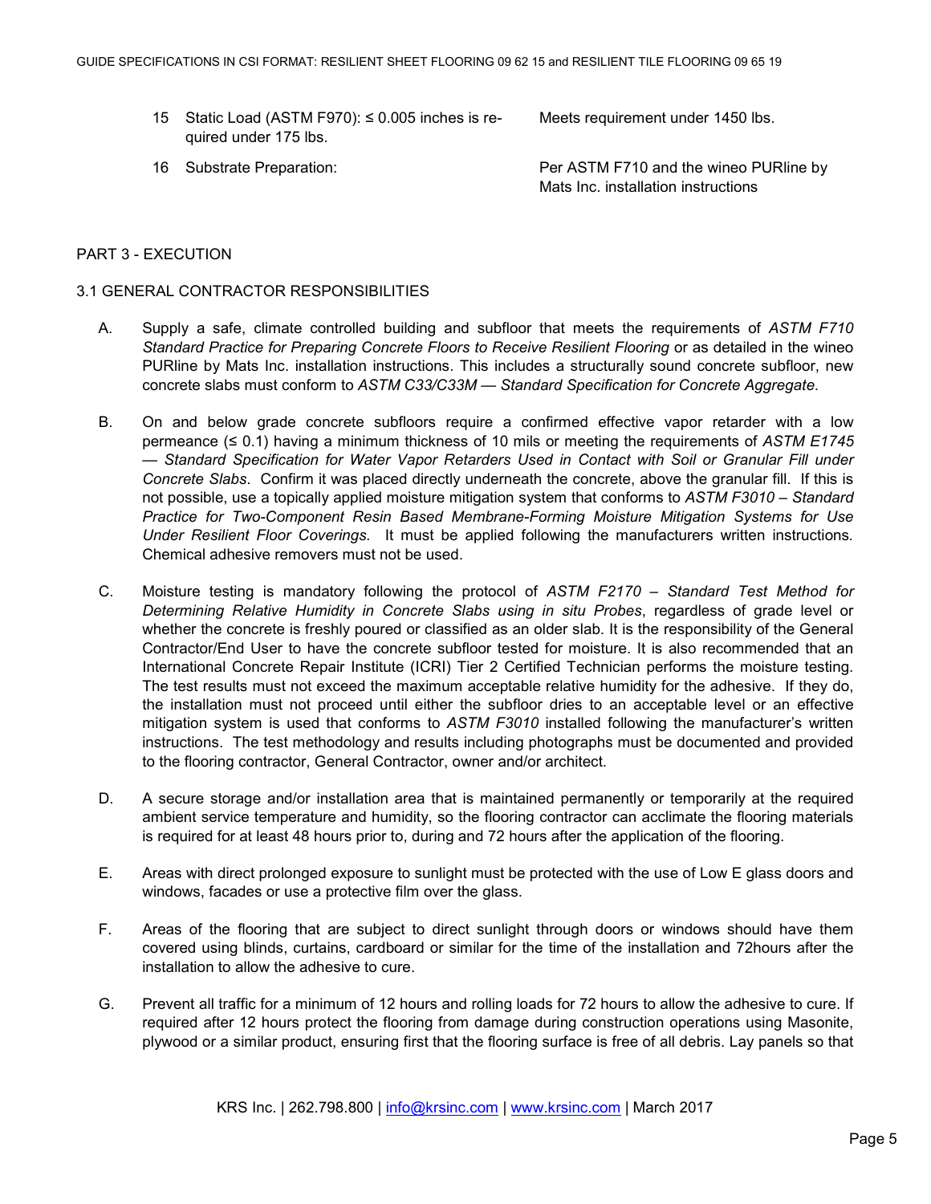| | | |
|---|---|---|
| 15 | Static Load (ASTM F970): ≤ 0.005 inches is required under 175 lbs. | Meets requirement under 1450 lbs. |
| 16 | Substrate Preparation: | Per ASTM F710 and the wineo PURline by Mats Inc. installation instructions |

## PART 3 - EXECUTION

### 3.1 GENERAL CONTRACTOR RESPONSIBILITIES

A. Supply a safe, climate controlled building and subfloor that meets the requirements of *ASTM F710 Standard Practice for Preparing Concrete Floors to Receive Resilient Flooring* or as detailed in the wineo PURline by Mats Inc. installation instructions. This includes a structurally sound concrete subfloor, new concrete slabs must conform to *ASTM C33/C33M — Standard Specification for Concrete Aggregate*.

B. On and below grade concrete subfloors require a confirmed effective vapor retarder with a low permeance (≤ 0.1) having a minimum thickness of 10 mils or meeting the requirements of *ASTM E1745 — Standard Specification for Water Vapor Retarders Used in Contact with Soil or Granular Fill under Concrete Slabs*. Confirm it was placed directly underneath the concrete, above the granular fill. If this is not possible, use a topically applied moisture mitigation system that conforms to *ASTM F3010 – Standard Practice for Two-Component Resin Based Membrane-Forming Moisture Mitigation Systems for Use Under Resilient Floor Coverings.* It must be applied following the manufacturers written instructions. Chemical adhesive removers must not be used.

C. Moisture testing is mandatory following the protocol of *ASTM F2170 – Standard Test Method for Determining Relative Humidity in Concrete Slabs using in situ Probes*, regardless of grade level or whether the concrete is freshly poured or classified as an older slab. It is the responsibility of the General Contractor/End User to have the concrete subfloor tested for moisture. It is also recommended that an International Concrete Repair Institute (ICRI) Tier 2 Certified Technician performs the moisture testing. The test results must not exceed the maximum acceptable relative humidity for the adhesive. If they do, the installation must not proceed until either the subfloor dries to an acceptable level or an effective mitigation system is used that conforms to *ASTM F3010* installed following the manufacturer's written instructions. The test methodology and results including photographs must be documented and provided to the flooring contractor, General Contractor, owner and/or architect.

D. A secure storage and/or installation area that is maintained permanently or temporarily at the required ambient service temperature and humidity, so the flooring contractor can acclimate the flooring materials is required for at least 48 hours prior to, during and 72 hours after the application of the flooring.

E. Areas with direct prolonged exposure to sunlight must be protected with the use of Low E glass doors and windows, facades or use a protective film over the glass.

F. Areas of the flooring that are subject to direct sunlight through doors or windows should have them covered using blinds, curtains, cardboard or similar for the time of the installation and 72hours after the installation to allow the adhesive to cure.

G. Prevent all traffic for a minimum of 12 hours and rolling loads for 72 hours to allow the adhesive to cure. If required after 12 hours protect the flooring from damage during construction operations using Masonite, plywood or a similar product, ensuring first that the flooring surface is free of all debris. Lay panels so that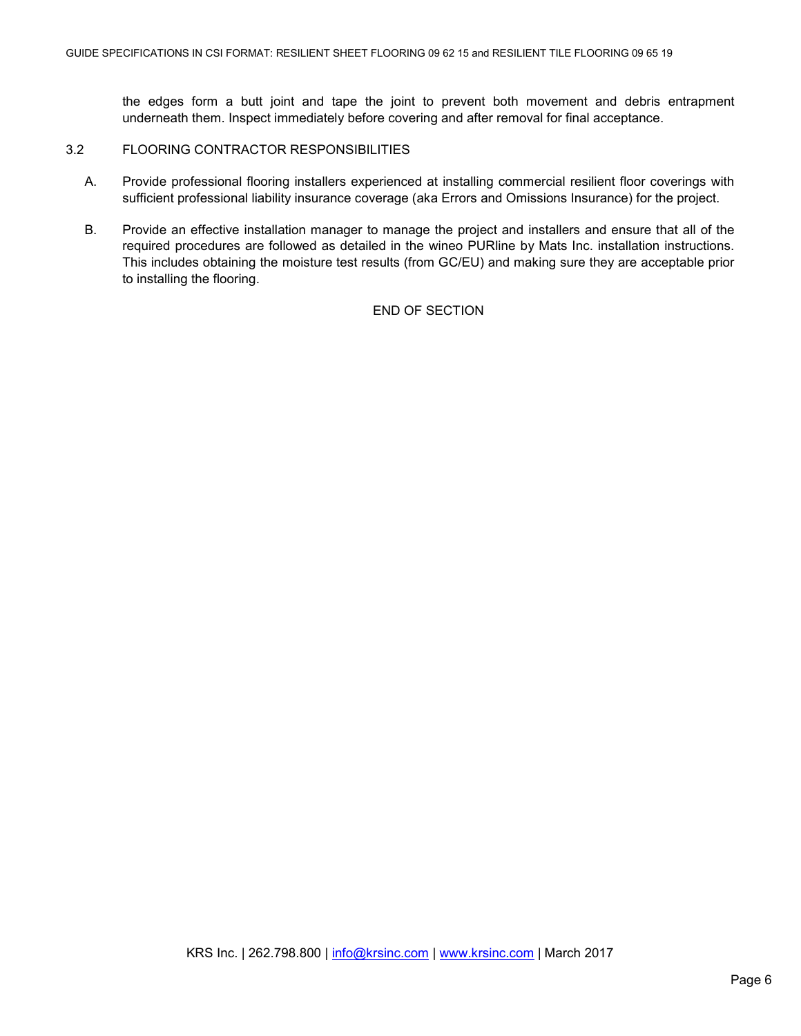the edges form a butt joint and tape the joint to prevent both movement and debris entrapment underneath them. Inspect immediately before covering and after removal for final acceptance.

### 3.2 FLOORING CONTRACTOR RESPONSIBILITIES

A. Provide professional flooring installers experienced at installing commercial resilient floor coverings with sufficient professional liability insurance coverage (aka Errors and Omissions Insurance) for the project.

B. Provide an effective installation manager to manage the project and installers and ensure that all of the required procedures are followed as detailed in the wineo PURline by Mats Inc. installation instructions. This includes obtaining the moisture test results (from GC/EU) and making sure they are acceptable prior to installing the flooring.

END OF SECTION

KRS Inc. | 262.798.800 | info@krsinc.com | www.krsinc.com | March 2017